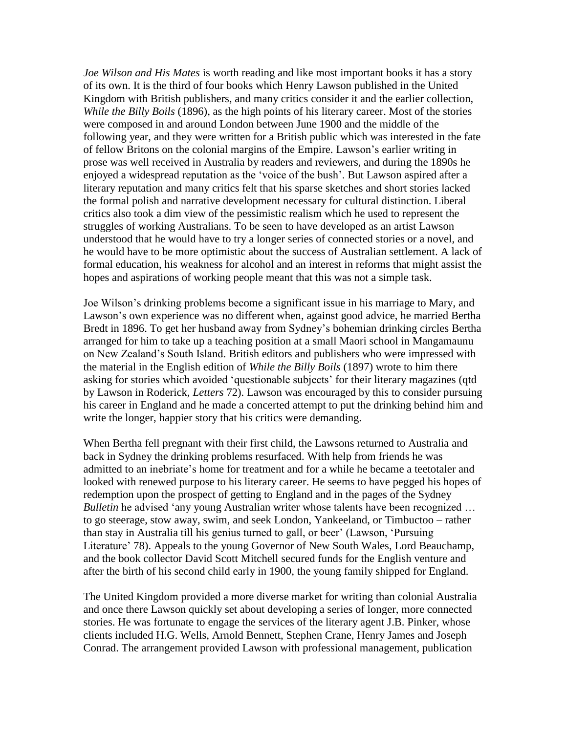*Joe Wilson and His Mates* is worth reading and like most important books it has a story of its own. It is the third of four books which Henry Lawson published in the United Kingdom with British publishers, and many critics consider it and the earlier collection, *While the Billy Boils* (1896), as the high points of his literary career. Most of the stories were composed in and around London between June 1900 and the middle of the following year, and they were written for a British public which was interested in the fate of fellow Britons on the colonial margins of the Empire. Lawson's earlier writing in prose was well received in Australia by readers and reviewers, and during the 1890s he enjoyed a widespread reputation as the 'voice of the bush'. But Lawson aspired after a literary reputation and many critics felt that his sparse sketches and short stories lacked the formal polish and narrative development necessary for cultural distinction. Liberal critics also took a dim view of the pessimistic realism which he used to represent the struggles of working Australians. To be seen to have developed as an artist Lawson understood that he would have to try a longer series of connected stories or a novel, and he would have to be more optimistic about the success of Australian settlement. A lack of formal education, his weakness for alcohol and an interest in reforms that might assist the hopes and aspirations of working people meant that this was not a simple task.

Joe Wilson's drinking problems become a significant issue in his marriage to Mary, and Lawson's own experience was no different when, against good advice, he married Bertha Bredt in 1896. To get her husband away from Sydney's bohemian drinking circles Bertha arranged for him to take up a teaching position at a small Maori school in Mangamaunu on New Zealand's South Island. British editors and publishers who were impressed with the material in the English edition of *While the Billy Boils* (1897) wrote to him there asking for stories which avoided 'questionable subjects' for their literary magazines (qtd by Lawson in Roderick, *Letters* 72). Lawson was encouraged by this to consider pursuing his career in England and he made a concerted attempt to put the drinking behind him and write the longer, happier story that his critics were demanding.

When Bertha fell pregnant with their first child, the Lawsons returned to Australia and back in Sydney the drinking problems resurfaced. With help from friends he was admitted to an inebriate's home for treatment and for a while he became a teetotaler and looked with renewed purpose to his literary career. He seems to have pegged his hopes of redemption upon the prospect of getting to England and in the pages of the Sydney *Bulletin* he advised 'any young Australian writer whose talents have been recognized … to go steerage, stow away, swim, and seek London, Yankeeland, or Timbuctoo – rather than stay in Australia till his genius turned to gall, or beer' (Lawson, 'Pursuing Literature' 78). Appeals to the young Governor of New South Wales, Lord Beauchamp, and the book collector David Scott Mitchell secured funds for the English venture and after the birth of his second child early in 1900, the young family shipped for England.

The United Kingdom provided a more diverse market for writing than colonial Australia and once there Lawson quickly set about developing a series of longer, more connected stories. He was fortunate to engage the services of the literary agent J.B. Pinker, whose clients included H.G. Wells, Arnold Bennett, Stephen Crane, Henry James and Joseph Conrad. The arrangement provided Lawson with professional management, publication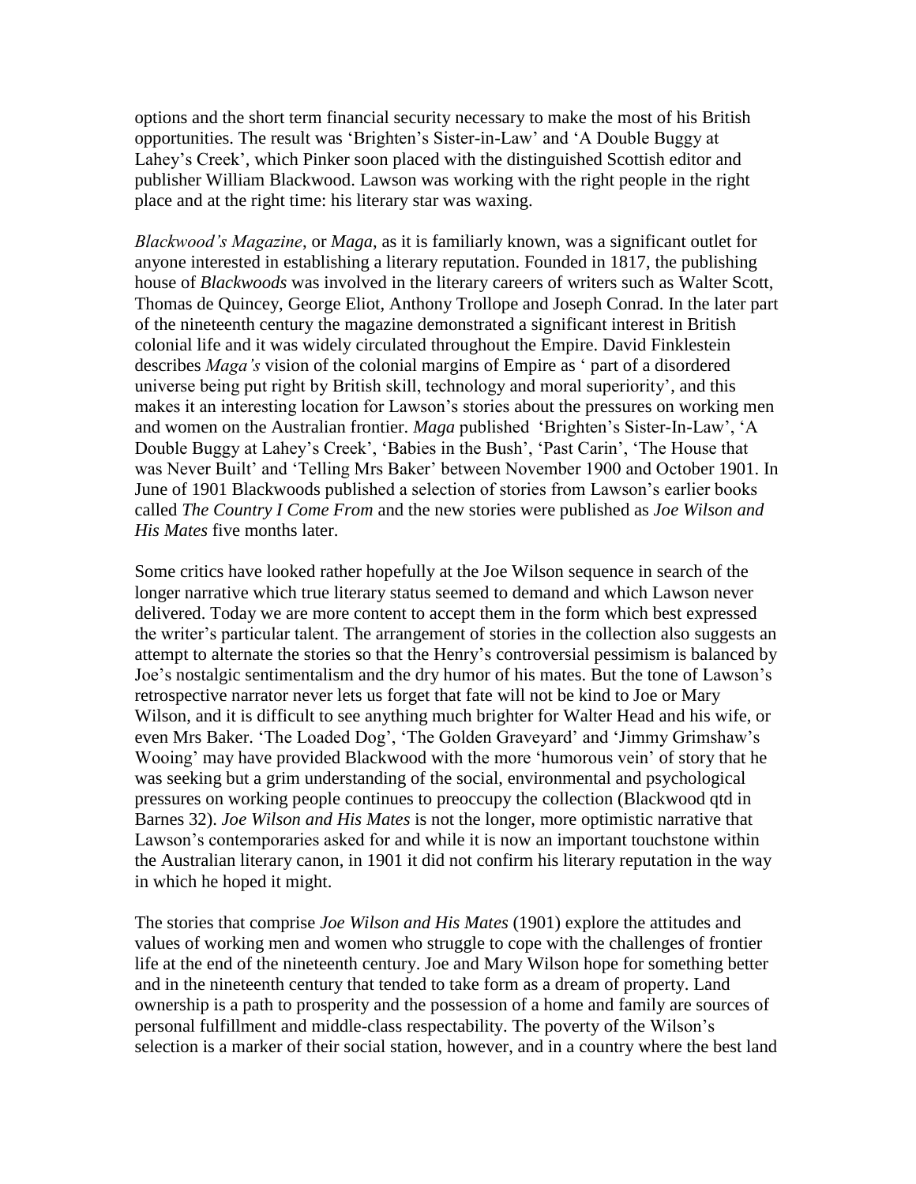options and the short term financial security necessary to make the most of his British opportunities. The result was 'Brighten's Sister-in-Law' and 'A Double Buggy at Lahey's Creek', which Pinker soon placed with the distinguished Scottish editor and publisher William Blackwood. Lawson was working with the right people in the right place and at the right time: his literary star was waxing.

*Blackwood's Magazine*, or *Maga*, as it is familiarly known, was a significant outlet for anyone interested in establishing a literary reputation. Founded in 1817, the publishing house of *Blackwoods* was involved in the literary careers of writers such as Walter Scott, Thomas de Quincey, George Eliot, Anthony Trollope and Joseph Conrad. In the later part of the nineteenth century the magazine demonstrated a significant interest in British colonial life and it was widely circulated throughout the Empire. David Finklestein describes *Maga's* vision of the colonial margins of Empire as ' part of a disordered universe being put right by British skill, technology and moral superiority', and this makes it an interesting location for Lawson's stories about the pressures on working men and women on the Australian frontier. *Maga* published 'Brighten's Sister-In-Law', 'A Double Buggy at Lahey's Creek', 'Babies in the Bush', 'Past Carin', 'The House that was Never Built' and 'Telling Mrs Baker' between November 1900 and October 1901. In June of 1901 Blackwoods published a selection of stories from Lawson's earlier books called *The Country I Come From* and the new stories were published as *Joe Wilson and His Mates* five months later.

Some critics have looked rather hopefully at the Joe Wilson sequence in search of the longer narrative which true literary status seemed to demand and which Lawson never delivered. Today we are more content to accept them in the form which best expressed the writer's particular talent. The arrangement of stories in the collection also suggests an attempt to alternate the stories so that the Henry's controversial pessimism is balanced by Joe's nostalgic sentimentalism and the dry humor of his mates. But the tone of Lawson's retrospective narrator never lets us forget that fate will not be kind to Joe or Mary Wilson, and it is difficult to see anything much brighter for Walter Head and his wife, or even Mrs Baker. 'The Loaded Dog', 'The Golden Graveyard' and 'Jimmy Grimshaw's Wooing' may have provided Blackwood with the more 'humorous vein' of story that he was seeking but a grim understanding of the social, environmental and psychological pressures on working people continues to preoccupy the collection (Blackwood qtd in Barnes 32). *Joe Wilson and His Mates* is not the longer, more optimistic narrative that Lawson's contemporaries asked for and while it is now an important touchstone within the Australian literary canon, in 1901 it did not confirm his literary reputation in the way in which he hoped it might.

The stories that comprise *Joe Wilson and His Mates* (1901) explore the attitudes and values of working men and women who struggle to cope with the challenges of frontier life at the end of the nineteenth century. Joe and Mary Wilson hope for something better and in the nineteenth century that tended to take form as a dream of property. Land ownership is a path to prosperity and the possession of a home and family are sources of personal fulfillment and middle-class respectability. The poverty of the Wilson's selection is a marker of their social station, however, and in a country where the best land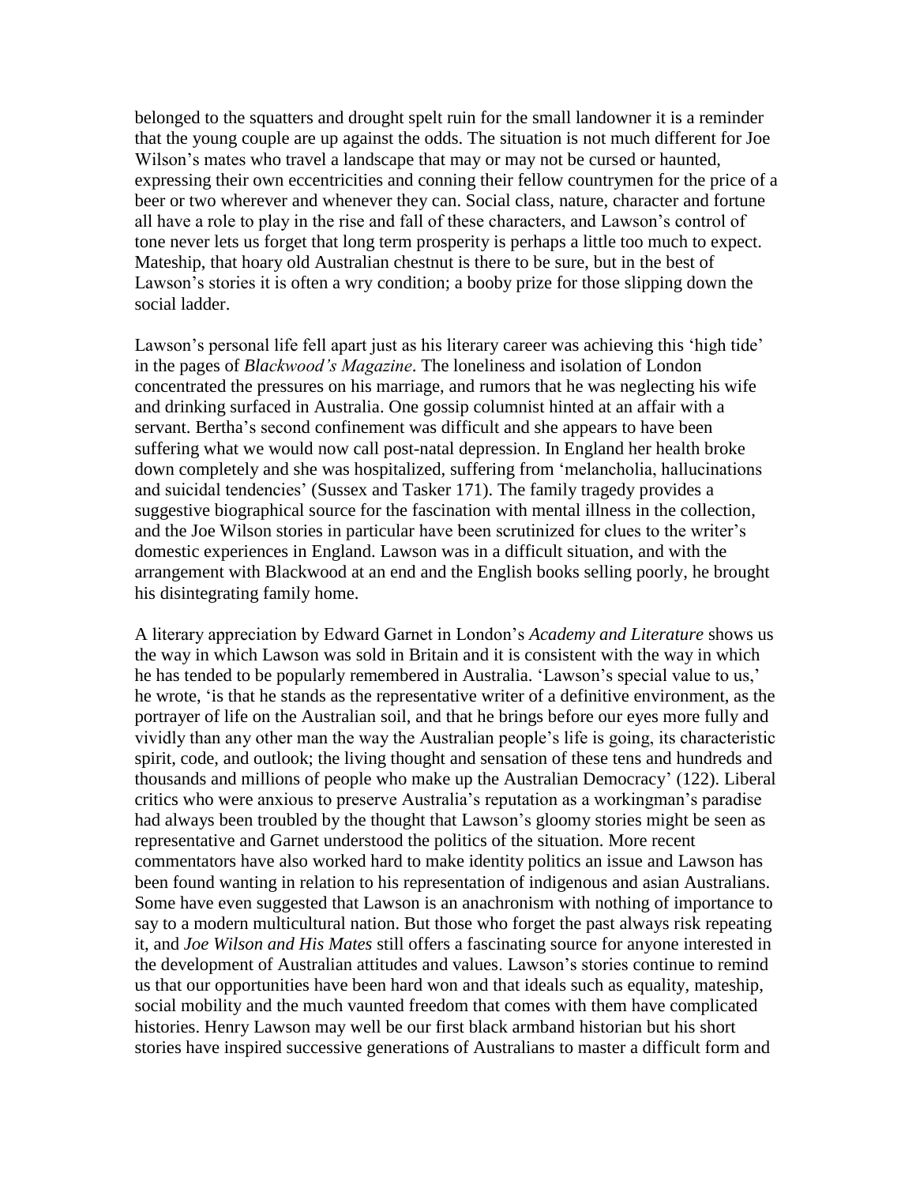belonged to the squatters and drought spelt ruin for the small landowner it is a reminder that the young couple are up against the odds. The situation is not much different for Joe Wilson's mates who travel a landscape that may or may not be cursed or haunted, expressing their own eccentricities and conning their fellow countrymen for the price of a beer or two wherever and whenever they can. Social class, nature, character and fortune all have a role to play in the rise and fall of these characters, and Lawson's control of tone never lets us forget that long term prosperity is perhaps a little too much to expect. Mateship, that hoary old Australian chestnut is there to be sure, but in the best of Lawson's stories it is often a wry condition; a booby prize for those slipping down the social ladder.

Lawson's personal life fell apart just as his literary career was achieving this 'high tide' in the pages of *Blackwood's Magazine*. The loneliness and isolation of London concentrated the pressures on his marriage, and rumors that he was neglecting his wife and drinking surfaced in Australia. One gossip columnist hinted at an affair with a servant. Bertha's second confinement was difficult and she appears to have been suffering what we would now call post-natal depression. In England her health broke down completely and she was hospitalized, suffering from 'melancholia, hallucinations and suicidal tendencies' (Sussex and Tasker 171). The family tragedy provides a suggestive biographical source for the fascination with mental illness in the collection, and the Joe Wilson stories in particular have been scrutinized for clues to the writer's domestic experiences in England. Lawson was in a difficult situation, and with the arrangement with Blackwood at an end and the English books selling poorly, he brought his disintegrating family home.

A literary appreciation by Edward Garnet in London's *Academy and Literature* shows us the way in which Lawson was sold in Britain and it is consistent with the way in which he has tended to be popularly remembered in Australia. 'Lawson's special value to us,' he wrote, 'is that he stands as the representative writer of a definitive environment, as the portrayer of life on the Australian soil, and that he brings before our eyes more fully and vividly than any other man the way the Australian people's life is going, its characteristic spirit, code, and outlook; the living thought and sensation of these tens and hundreds and thousands and millions of people who make up the Australian Democracy' (122). Liberal critics who were anxious to preserve Australia's reputation as a workingman's paradise had always been troubled by the thought that Lawson's gloomy stories might be seen as representative and Garnet understood the politics of the situation. More recent commentators have also worked hard to make identity politics an issue and Lawson has been found wanting in relation to his representation of indigenous and asian Australians. Some have even suggested that Lawson is an anachronism with nothing of importance to say to a modern multicultural nation. But those who forget the past always risk repeating it, and *Joe Wilson and His Mates* still offers a fascinating source for anyone interested in the development of Australian attitudes and values. Lawson's stories continue to remind us that our opportunities have been hard won and that ideals such as equality, mateship, social mobility and the much vaunted freedom that comes with them have complicated histories. Henry Lawson may well be our first black armband historian but his short stories have inspired successive generations of Australians to master a difficult form and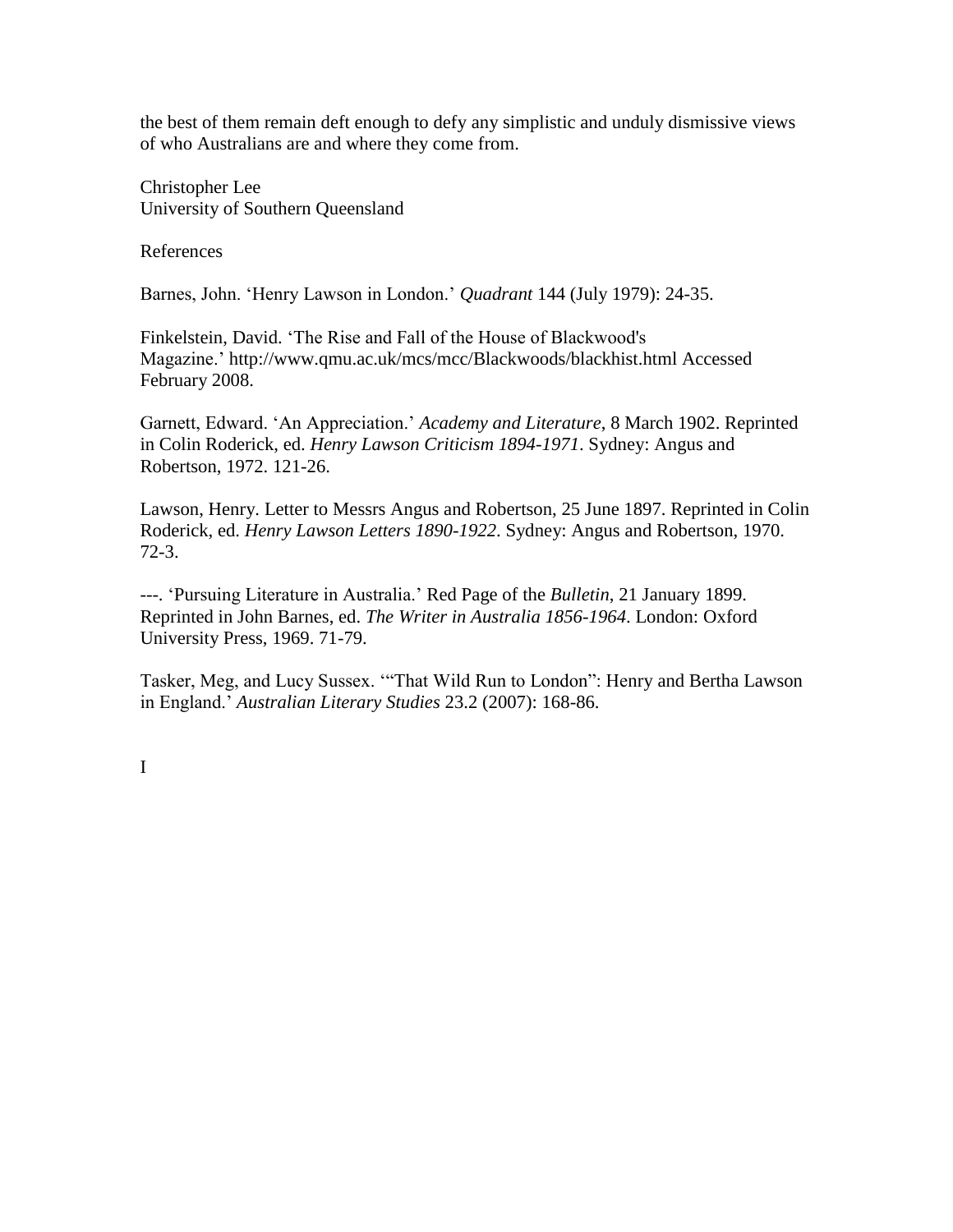the best of them remain deft enough to defy any simplistic and unduly dismissive views of who Australians are and where they come from.

Christopher Lee
University of Southern Queensland

References

Barnes, John. 'Henry Lawson in London.' *Quadrant* 144 (July 1979): 24-35.

Finkelstein, David. 'The Rise and Fall of the House of Blackwood's Magazine.' http://www.qmu.ac.uk/mcs/mcc/Blackwoods/blackhist.html Accessed February 2008.

Garnett, Edward. 'An Appreciation.' *Academy and Literature*, 8 March 1902. Reprinted in Colin Roderick, ed. *Henry Lawson Criticism 1894-1971*. Sydney: Angus and Robertson, 1972. 121-26.

Lawson, Henry. Letter to Messrs Angus and Robertson, 25 June 1897. Reprinted in Colin Roderick, ed. *Henry Lawson Letters 1890-1922*. Sydney: Angus and Robertson, 1970. 72-3.

---. 'Pursuing Literature in Australia.' Red Page of the *Bulletin*, 21 January 1899. Reprinted in John Barnes, ed. *The Writer in Australia 1856-1964*. London: Oxford University Press, 1969. 71-79.

Tasker, Meg, and Lucy Sussex. '"That Wild Run to London": Henry and Bertha Lawson in England.' *Australian Literary Studies* 23.2 (2007): 168-86.

I